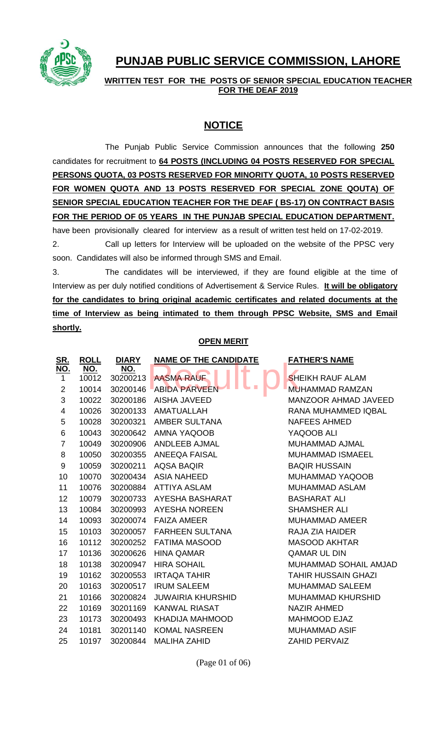# PUNJAB PUBLIC SERVICE COMMISSION, LAHORE

**WRITTEN TEST FOR THE POSTS OF SENIOR SPECIAL EDUCATION TEACHER FOR THE DEAF 2019**

## NOTICE

The Punjab Public Service Commission announces that the following **250** candidates for recruitment to **64 POSTS (INCLUDING 04 POSTS RESERVED FOR SPECIAL PERSONS QUOTA, 03 POSTS RESERVED FOR MINORITY QUOTA, 10 POSTS RESERVED FOR WOMEN QUOTA AND 13 POSTS RESERVED FOR SPECIAL ZONE QOUTA) OF SENIOR SPECIAL EDUCATION TEACHER FOR THE DEAF ( BS-17) ON CONTRACT BASIS FOR THE PERIOD OF 05 YEARS IN THE PUNJAB SPECIAL EDUCATION DEPARTMENT.** have been provisionally cleared for interview as a result of written test held on 17-02-2019.

2. Call up letters for Interview will be uploaded on the website of the PPSC very soon. Candidates will also be informed through SMS and Email.

3. The candidates will be interviewed, if they are found eligible at the time of Interview as per duly notified conditions of Advertisement & Service Rules. **It will be obligatory for the candidates to bring original academic certificates and related documents at the time of Interview as being intimated to them through PPSC Website, SMS and Email shortly.**

**OPEN MERIT**

| SR. NO. | ROLL NO. | DIARY NO. | NAME OF THE CANDIDATE | FATHER'S NAME |
|---|---|---|---|---|
| 1 | 10012 | 30200213 | AASMA RAUF | SHEIKH RAUF ALAM |
| 2 | 10014 | 30200146 | ABIDA PARVEEN | MUHAMMAD RAMZAN |
| 3 | 10022 | 30200186 | AISHA JAVEED | MANZOOR AHMAD JAVEED |
| 4 | 10026 | 30200133 | AMATUALLAH | RANA MUHAMMED IQBAL |
| 5 | 10028 | 30200321 | AMBER SULTANA | NAFEES AHMED |
| 6 | 10043 | 30200642 | AMNA YAQOOB | YAQOOB ALI |
| 7 | 10049 | 30200906 | ANDLEEB AJMAL | MUHAMMAD AJMAL |
| 8 | 10050 | 30200355 | ANEEQA FAISAL | MUHAMMAD ISMAEEL |
| 9 | 10059 | 30200211 | AQSA BAQIR | BAQIR HUSSAIN |
| 10 | 10070 | 30200434 | ASIA NAHEED | MUHAMMAD YAQOOB |
| 11 | 10076 | 30200884 | ATTIYA ASLAM | MUHAMMAD ASLAM |
| 12 | 10079 | 30200733 | AYESHA BASHARAT | BASHARAT ALI |
| 13 | 10084 | 30200993 | AYESHA NOREEN | SHAMSHER ALI |
| 14 | 10093 | 30200074 | FAIZA AMEER | MUHAMMAD AMEER |
| 15 | 10103 | 30200057 | FARHEEN SULTANA | RAJA ZIA HAIDER |
| 16 | 10112 | 30200252 | FATIMA MASOOD | MASOOD AKHTAR |
| 17 | 10136 | 30200626 | HINA QAMAR | QAMAR UL DIN |
| 18 | 10138 | 30200947 | HIRA SOHAIL | MUHAMMAD SOHAIL AMJAD |
| 19 | 10162 | 30200553 | IRTAQA TAHIR | TAHIR HUSSAIN GHAZI |
| 20 | 10163 | 30200517 | IRUM SALEEM | MUHAMMAD SALEEM |
| 21 | 10166 | 30200824 | JUWAIRIA KHURSHID | MUHAMMAD KHURSHID |
| 22 | 10169 | 30201169 | KANWAL RIASAT | NAZIR AHMED |
| 23 | 10173 | 30200493 | KHADIJA MAHMOOD | MAHMOOD EJAZ |
| 24 | 10181 | 30201140 | KOMAL NASREEN | MUHAMMAD ASIF |
| 25 | 10197 | 30200844 | MALIHA ZAHID | ZAHID PERVAIZ |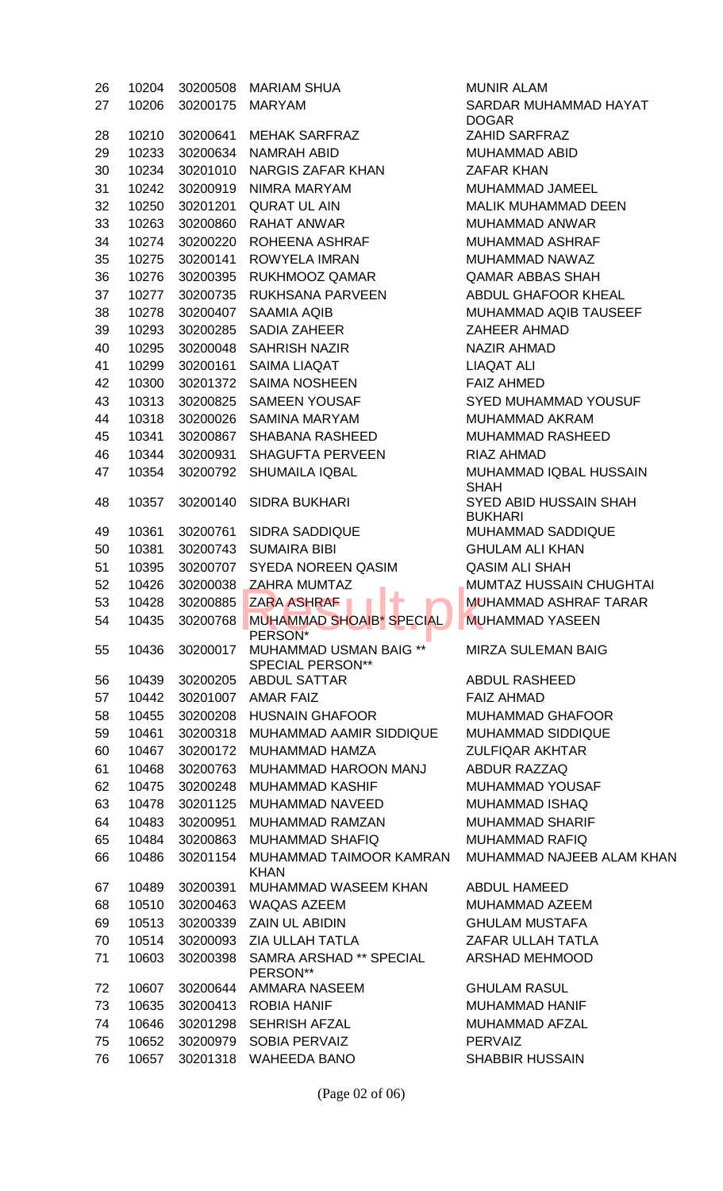| | | | | |
|---|---|---|---|---|
| 26 | 10204 | 30200508 | MARIAM SHUA | MUNIR ALAM |
| 27 | 10206 | 30200175 | MARYAM | SARDAR MUHAMMAD HAYAT DOGAR |
| 28 | 10210 | 30200641 | MEHAK SARFRAZ | ZAHID SARFRAZ |
| 29 | 10233 | 30200634 | NAMRAH ABID | MUHAMMAD ABID |
| 30 | 10234 | 30201010 | NARGIS ZAFAR KHAN | ZAFAR KHAN |
| 31 | 10242 | 30200919 | NIMRA MARYAM | MUHAMMAD JAMEEL |
| 32 | 10250 | 30201201 | QURAT UL AIN | MALIK MUHAMMAD DEEN |
| 33 | 10263 | 30200860 | RAHAT ANWAR | MUHAMMAD ANWAR |
| 34 | 10274 | 30200220 | ROHEENA ASHRAF | MUHAMMAD ASHRAF |
| 35 | 10275 | 30200141 | ROWYELA IMRAN | MUHAMMAD NAWAZ |
| 36 | 10276 | 30200395 | RUKHMOOZ QAMAR | QAMAR ABBAS SHAH |
| 37 | 10277 | 30200735 | RUKHSANA PARVEEN | ABDUL GHAFOOR KHEAL |
| 38 | 10278 | 30200407 | SAAMIA AQIB | MUHAMMAD AQIB TAUSEEF |
| 39 | 10293 | 30200285 | SADIA ZAHEER | ZAHEER AHMAD |
| 40 | 10295 | 30200048 | SAHRISH NAZIR | NAZIR AHMAD |
| 41 | 10299 | 30200161 | SAIMA LIAQAT | LIAQAT ALI |
| 42 | 10300 | 30201372 | SAIMA NOSHEEN | FAIZ AHMED |
| 43 | 10313 | 30200825 | SAMEEN YOUSAF | SYED MUHAMMAD YOUSUF |
| 44 | 10318 | 30200026 | SAMINA MARYAM | MUHAMMAD AKRAM |
| 45 | 10341 | 30200867 | SHABANA RASHEED | MUHAMMAD RASHEED |
| 46 | 10344 | 30200931 | SHAGUFTA PERVEEN | RIAZ AHMAD |
| 47 | 10354 | 30200792 | SHUMAILA IQBAL | MUHAMMAD IQBAL HUSSAIN SHAH |
| 48 | 10357 | 30200140 | SIDRA BUKHARI | SYED ABID HUSSAIN SHAH BUKHARI |
| 49 | 10361 | 30200761 | SIDRA SADDIQUE | MUHAMMAD SADDIQUE |
| 50 | 10381 | 30200743 | SUMAIRA BIBI | GHULAM ALI KHAN |
| 51 | 10395 | 30200707 | SYEDA NOREEN QASIM | QASIM ALI SHAH |
| 52 | 10426 | 30200038 | ZAHRA MUMTAZ | MUMTAZ HUSSAIN CHUGHTAI |
| 53 | 10428 | 30200885 | ZARA ASHRAF | MUHAMMAD ASHRAF TARAR |
| 54 | 10435 | 30200768 | MUHAMMAD SHOAIB* SPECIAL PERSON* | MUHAMMAD YASEEN |
| 55 | 10436 | 30200017 | MUHAMMAD USMAN BAIG ** SPECIAL PERSON** | MIRZA SULEMAN BAIG |
| 56 | 10439 | 30200205 | ABDUL SATTAR | ABDUL RASHEED |
| 57 | 10442 | 30201007 | AMAR FAIZ | FAIZ AHMAD |
| 58 | 10455 | 30200208 | HUSNAIN GHAFOOR | MUHAMMAD GHAFOOR |
| 59 | 10461 | 30200318 | MUHAMMAD AAMIR SIDDIQUE | MUHAMMAD SIDDIQUE |
| 60 | 10467 | 30200172 | MUHAMMAD HAMZA | ZULFIQAR AKHTAR |
| 61 | 10468 | 30200763 | MUHAMMAD HAROON MANJ | ABDUR RAZZAQ |
| 62 | 10475 | 30200248 | MUHAMMAD KASHIF | MUHAMMAD YOUSAF |
| 63 | 10478 | 30201125 | MUHAMMAD NAVEED | MUHAMMAD ISHAQ |
| 64 | 10483 | 30200951 | MUHAMMAD RAMZAN | MUHAMMAD SHARIF |
| 65 | 10484 | 30200863 | MUHAMMAD SHAFIQ | MUHAMMAD RAFIQ |
| 66 | 10486 | 30201154 | MUHAMMAD TAIMOOR KAMRAN KHAN | MUHAMMAD NAJEEB ALAM KHAN |
| 67 | 10489 | 30200391 | MUHAMMAD WASEEM KHAN | ABDUL HAMEED |
| 68 | 10510 | 30200463 | WAQAS AZEEM | MUHAMMAD AZEEM |
| 69 | 10513 | 30200339 | ZAIN UL ABIDIN | GHULAM MUSTAFA |
| 70 | 10514 | 30200093 | ZIA ULLAH TATLA | ZAFAR ULLAH TATLA |
| 71 | 10603 | 30200398 | SAMRA ARSHAD ** SPECIAL PERSON** | ARSHAD MEHMOOD |
| 72 | 10607 | 30200644 | AMMARA NASEEM | GHULAM RASUL |
| 73 | 10635 | 30200413 | ROBIA HANIF | MUHAMMAD HANIF |
| 74 | 10646 | 30201298 | SEHRISH AFZAL | MUHAMMAD AFZAL |
| 75 | 10652 | 30200979 | SOBIA PERVAIZ | PERVAIZ |
| 76 | 10657 | 30201318 | WAHEEDA BANO | SHABBIR HUSSAIN |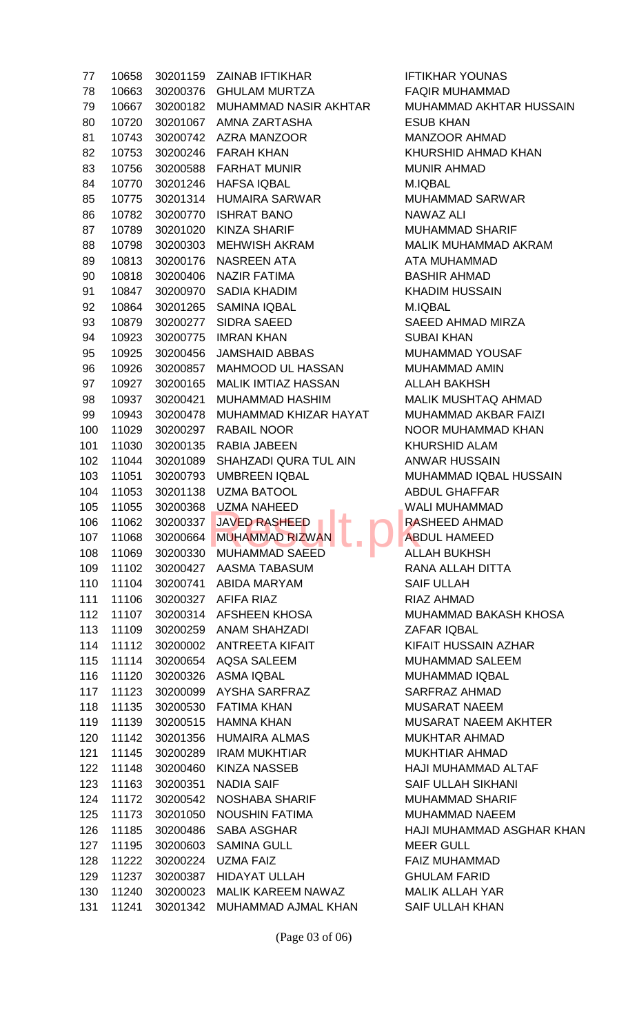| | | | | |
|---|---|---|---|---|
| 77 | 10658 | 30201159 | ZAINAB IFTIKHAR | IFTIKHAR YOUNAS |
| 78 | 10663 | 30200376 | GHULAM MURTZA | FAQIR MUHAMMAD |
| 79 | 10667 | 30200182 | MUHAMMAD NASIR AKHTAR | MUHAMMAD AKHTAR HUSSAIN |
| 80 | 10720 | 30201067 | AMNA ZARTASHA | ESUB KHAN |
| 81 | 10743 | 30200742 | AZRA MANZOOR | MANZOOR AHMAD |
| 82 | 10753 | 30200246 | FARAH KHAN | KHURSHID AHMAD KHAN |
| 83 | 10756 | 30200588 | FARHAT MUNIR | MUNIR AHMAD |
| 84 | 10770 | 30201246 | HAFSA IQBAL | M.IQBAL |
| 85 | 10775 | 30201314 | HUMAIRA SARWAR | MUHAMMAD SARWAR |
| 86 | 10782 | 30200770 | ISHRAT BANO | NAWAZ ALI |
| 87 | 10789 | 30201020 | KINZA SHARIF | MUHAMMAD SHARIF |
| 88 | 10798 | 30200303 | MEHWISH AKRAM | MALIK MUHAMMAD AKRAM |
| 89 | 10813 | 30200176 | NASREEN ATA | ATA MUHAMMAD |
| 90 | 10818 | 30200406 | NAZIR FATIMA | BASHIR AHMAD |
| 91 | 10847 | 30200970 | SADIA KHADIM | KHADIM HUSSAIN |
| 92 | 10864 | 30201265 | SAMINA IQBAL | M.IQBAL |
| 93 | 10879 | 30200277 | SIDRA SAEED | SAEED AHMAD MIRZA |
| 94 | 10923 | 30200775 | IMRAN KHAN | SUBAI KHAN |
| 95 | 10925 | 30200456 | JAMSHAID ABBAS | MUHAMMAD YOUSAF |
| 96 | 10926 | 30200857 | MAHMOOD UL HASSAN | MUHAMMAD AMIN |
| 97 | 10927 | 30200165 | MALIK IMTIAZ HASSAN | ALLAH BAKHSH |
| 98 | 10937 | 30200421 | MUHAMMAD HASHIM | MALIK MUSHTAQ AHMAD |
| 99 | 10943 | 30200478 | MUHAMMAD KHIZAR HAYAT | MUHAMMAD AKBAR FAIZI |
| 100 | 11029 | 30200297 | RABAIL NOOR | NOOR MUHAMMAD KHAN |
| 101 | 11030 | 30200135 | RABIA JABEEN | KHURSHID ALAM |
| 102 | 11044 | 30201089 | SHAHZADI QURA TUL AIN | ANWAR HUSSAIN |
| 103 | 11051 | 30200793 | UMBREEN IQBAL | MUHAMMAD IQBAL HUSSAIN |
| 104 | 11053 | 30201138 | UZMA BATOOL | ABDUL GHAFFAR |
| 105 | 11055 | 30200368 | UZMA NAHEED | WALI MUHAMMAD |
| 106 | 11062 | 30200337 | JAVED RASHEED | RASHEED AHMAD |
| 107 | 11068 | 30200664 | MUHAMMAD RIZWAN | ABDUL HAMEED |
| 108 | 11069 | 30200330 | MUHAMMAD SAEED | ALLAH BUKHSH |
| 109 | 11102 | 30200427 | AASMA TABASUM | RANA ALLAH DITTA |
| 110 | 11104 | 30200741 | ABIDA MARYAM | SAIF ULLAH |
| 111 | 11106 | 30200327 | AFIFA RIAZ | RIAZ AHMAD |
| 112 | 11107 | 30200314 | AFSHEEN KHOSA | MUHAMMAD BAKASH KHOSA |
| 113 | 11109 | 30200259 | ANAM SHAHZADI | ZAFAR IQBAL |
| 114 | 11112 | 30200002 | ANTREETA KIFAIT | KIFAIT HUSSAIN AZHAR |
| 115 | 11114 | 30200654 | AQSA SALEEM | MUHAMMAD SALEEM |
| 116 | 11120 | 30200326 | ASMA IQBAL | MUHAMMAD IQBAL |
| 117 | 11123 | 30200099 | AYSHA SARFRAZ | SARFRAZ AHMAD |
| 118 | 11135 | 30200530 | FATIMA KHAN | MUSARAT NAEEM |
| 119 | 11139 | 30200515 | HAMNA KHAN | MUSARAT NAEEM AKHTER |
| 120 | 11142 | 30201356 | HUMAIRA ALMAS | MUKHTAR AHMAD |
| 121 | 11145 | 30200289 | IRAM MUKHTIAR | MUKHTIAR AHMAD |
| 122 | 11148 | 30200460 | KINZA NASSEB | HAJI MUHAMMAD ALTAF |
| 123 | 11163 | 30200351 | NADIA SAIF | SAIF ULLAH SIKHANI |
| 124 | 11172 | 30200542 | NOSHABA SHARIF | MUHAMMAD SHARIF |
| 125 | 11173 | 30201050 | NOUSHIN FATIMA | MUHAMMAD NAEEM |
| 126 | 11185 | 30200486 | SABA ASGHAR | HAJI MUHAMMAD ASGHAR KHAN |
| 127 | 11195 | 30200603 | SAMINA GULL | MEER GULL |
| 128 | 11222 | 30200224 | UZMA FAIZ | FAIZ MUHAMMAD |
| 129 | 11237 | 30200387 | HIDAYAT ULLAH | GHULAM FARID |
| 130 | 11240 | 30200023 | MALIK KAREEM NAWAZ | MALIK ALLAH YAR |
| 131 | 11241 | 30201342 | MUHAMMAD AJMAL KHAN | SAIF ULLAH KHAN |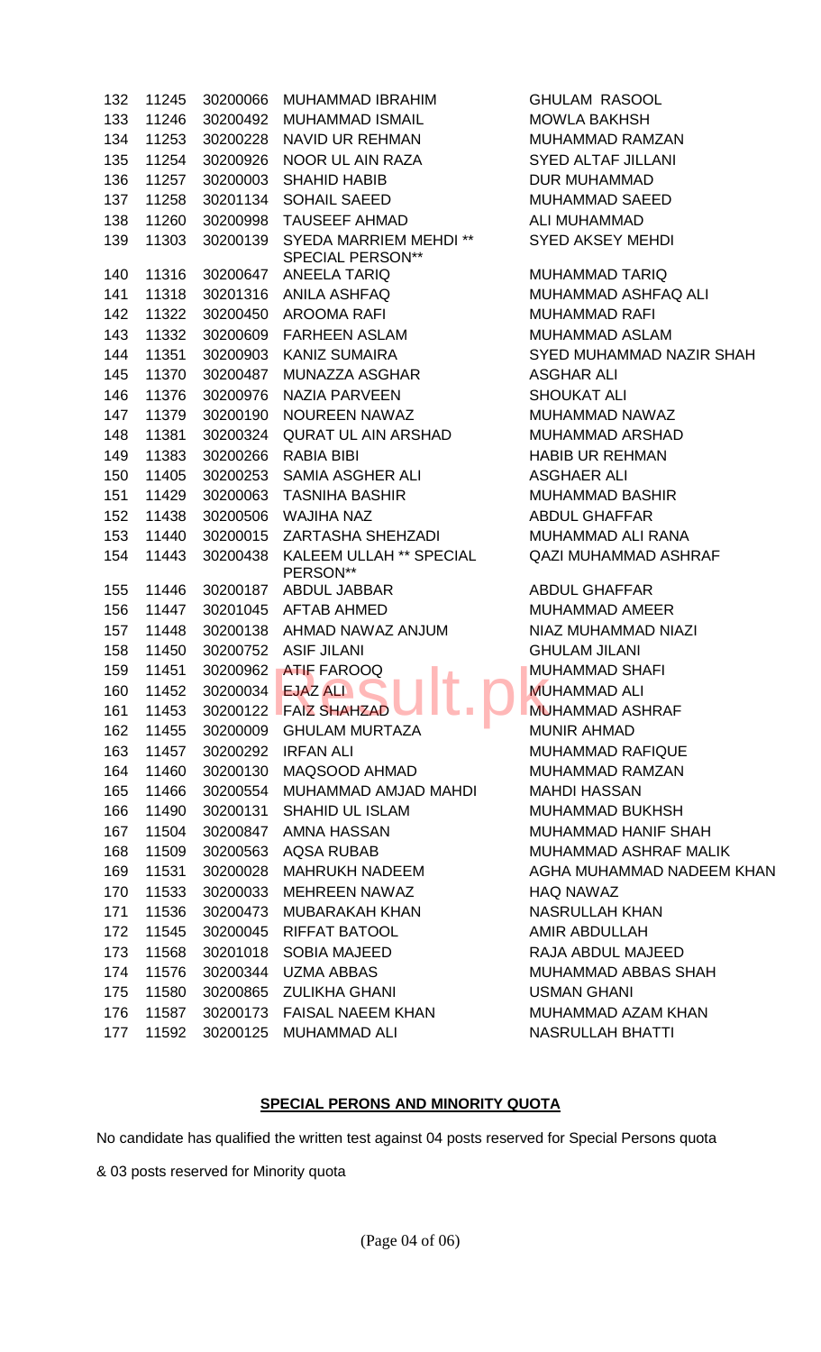| | | | | |
|---|---|---|---|---|
| 132 | 11245 | 30200066 | MUHAMMAD IBRAHIM | GHULAM RASOOL |
| 133 | 11246 | 30200492 | MUHAMMAD ISMAIL | MOWLA BAKHSH |
| 134 | 11253 | 30200228 | NAVID UR REHMAN | MUHAMMAD RAMZAN |
| 135 | 11254 | 30200926 | NOOR UL AIN RAZA | SYED ALTAF JILLANI |
| 136 | 11257 | 30200003 | SHAHID HABIB | DUR MUHAMMAD |
| 137 | 11258 | 30201134 | SOHAIL SAEED | MUHAMMAD SAEED |
| 138 | 11260 | 30200998 | TAUSEEF AHMAD | ALI MUHAMMAD |
| 139 | 11303 | 30200139 | SYEDA MARRIEM MEHDI ** SPECIAL PERSON** | SYED AKSEY MEHDI |
| 140 | 11316 | 30200647 | ANEELA TARIQ | MUHAMMAD TARIQ |
| 141 | 11318 | 30201316 | ANILA ASHFAQ | MUHAMMAD ASHFAQ ALI |
| 142 | 11322 | 30200450 | AROOMA RAFI | MUHAMMAD RAFI |
| 143 | 11332 | 30200609 | FARHEEN ASLAM | MUHAMMAD ASLAM |
| 144 | 11351 | 30200903 | KANIZ SUMAIRA | SYED MUHAMMAD NAZIR SHAH |
| 145 | 11370 | 30200487 | MUNAZZA ASGHAR | ASGHAR ALI |
| 146 | 11376 | 30200976 | NAZIA PARVEEN | SHOUKAT ALI |
| 147 | 11379 | 30200190 | NOUREEN NAWAZ | MUHAMMAD NAWAZ |
| 148 | 11381 | 30200324 | QURAT UL AIN ARSHAD | MUHAMMAD ARSHAD |
| 149 | 11383 | 30200266 | RABIA BIBI | HABIB UR REHMAN |
| 150 | 11405 | 30200253 | SAMIA ASGHER ALI | ASGHAER ALI |
| 151 | 11429 | 30200063 | TASNIHA BASHIR | MUHAMMAD BASHIR |
| 152 | 11438 | 30200506 | WAJIHA NAZ | ABDUL GHAFFAR |
| 153 | 11440 | 30200015 | ZARTASHA SHEHZADI | MUHAMMAD ALI RANA |
| 154 | 11443 | 30200438 | KALEEM ULLAH ** SPECIAL PERSON** | QAZI MUHAMMAD ASHRAF |
| 155 | 11446 | 30200187 | ABDUL JABBAR | ABDUL GHAFFAR |
| 156 | 11447 | 30201045 | AFTAB AHMED | MUHAMMAD AMEER |
| 157 | 11448 | 30200138 | AHMAD NAWAZ ANJUM | NIAZ MUHAMMAD NIAZI |
| 158 | 11450 | 30200752 | ASIF JILANI | GHULAM JILANI |
| 159 | 11451 | 30200962 | ATIF FAROOQ | MUHAMMAD SHAFI |
| 160 | 11452 | 30200034 | EJAZ ALI | MUHAMMAD ALI |
| 161 | 11453 | 30200122 | FAIZ SHAHZAD | MUHAMMAD ASHRAF |
| 162 | 11455 | 30200009 | GHULAM MURTAZA | MUNIR AHMAD |
| 163 | 11457 | 30200292 | IRFAN ALI | MUHAMMAD RAFIQUE |
| 164 | 11460 | 30200130 | MAQSOOD AHMAD | MUHAMMAD RAMZAN |
| 165 | 11466 | 30200554 | MUHAMMAD AMJAD MAHDI | MAHDI HASSAN |
| 166 | 11490 | 30200131 | SHAHID UL ISLAM | MUHAMMAD BUKHSH |
| 167 | 11504 | 30200847 | AMNA HASSAN | MUHAMMAD HANIF SHAH |
| 168 | 11509 | 30200563 | AQSA RUBAB | MUHAMMAD ASHRAF MALIK |
| 169 | 11531 | 30200028 | MAHRUKH NADEEM | AGHA MUHAMMAD NADEEM KHAN |
| 170 | 11533 | 30200033 | MEHREEN NAWAZ | HAQ NAWAZ |
| 171 | 11536 | 30200473 | MUBARAKAH KHAN | NASRULLAH KHAN |
| 172 | 11545 | 30200045 | RIFFAT BATOOL | AMIR ABDULLAH |
| 173 | 11568 | 30201018 | SOBIA MAJEED | RAJA ABDUL MAJEED |
| 174 | 11576 | 30200344 | UZMA ABBAS | MUHAMMAD ABBAS SHAH |
| 175 | 11580 | 30200865 | ZULIKHA GHANI | USMAN GHANI |
| 176 | 11587 | 30200173 | FAISAL NAEEM KHAN | MUHAMMAD AZAM KHAN |
| 177 | 11592 | 30200125 | MUHAMMAD ALI | NASRULLAH BHATTI |

**SPECIAL PERONS AND MINORITY QUOTA**

No candidate has qualified the written test against 04 posts reserved for Special Persons quota & 03 posts reserved for Minority quota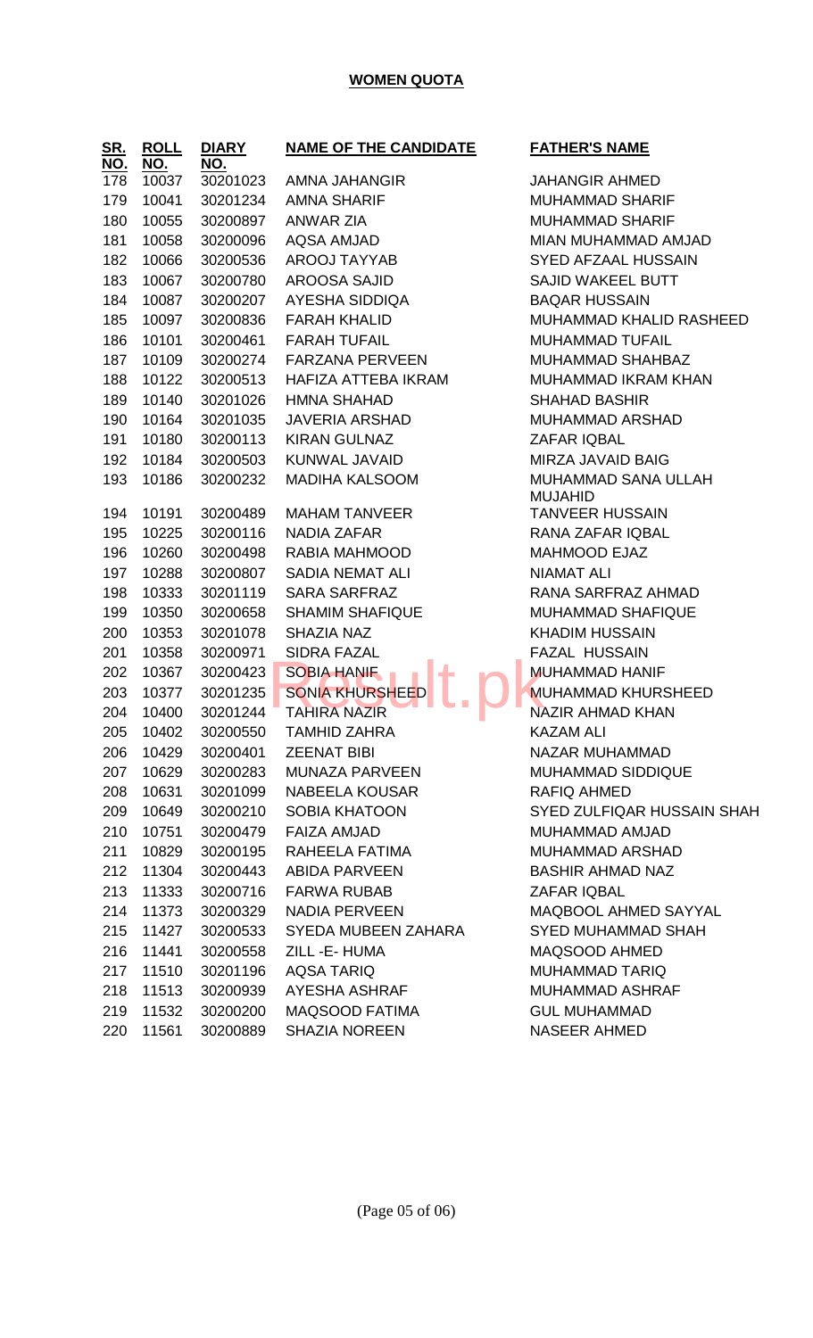**WOMEN QUOTA**

| SR. NO. | ROLL NO. | DIARY NO. | NAME OF THE CANDIDATE | FATHER'S NAME |
|---|---|---|---|---|
| 178 | 10037 | 30201023 | AMNA JAHANGIR | JAHANGIR AHMED |
| 179 | 10041 | 30201234 | AMNA SHARIF | MUHAMMAD SHARIF |
| 180 | 10055 | 30200897 | ANWAR ZIA | MUHAMMAD SHARIF |
| 181 | 10058 | 30200096 | AQSA AMJAD | MIAN MUHAMMAD AMJAD |
| 182 | 10066 | 30200536 | AROOJ TAYYAB | SYED AFZAAL HUSSAIN |
| 183 | 10067 | 30200780 | AROOSA SAJID | SAJID WAKEEL BUTT |
| 184 | 10087 | 30200207 | AYESHA SIDDIQA | BAQAR HUSSAIN |
| 185 | 10097 | 30200836 | FARAH KHALID | MUHAMMAD KHALID RASHEED |
| 186 | 10101 | 30200461 | FARAH TUFAIL | MUHAMMAD TUFAIL |
| 187 | 10109 | 30200274 | FARZANA PERVEEN | MUHAMMAD SHAHBAZ |
| 188 | 10122 | 30200513 | HAFIZA ATTEBA IKRAM | MUHAMMAD IKRAM KHAN |
| 189 | 10140 | 30201026 | HMNA SHAHAD | SHAHAD BASHIR |
| 190 | 10164 | 30201035 | JAVERIA ARSHAD | MUHAMMAD ARSHAD |
| 191 | 10180 | 30200113 | KIRAN GULNAZ | ZAFAR IQBAL |
| 192 | 10184 | 30200503 | KUNWAL JAVAID | MIRZA JAVAID BAIG |
| 193 | 10186 | 30200232 | MADIHA KALSOOM | MUHAMMAD SANA ULLAH MUJAHID |
| 194 | 10191 | 30200489 | MAHAM TANVEER | TANVEER HUSSAIN |
| 195 | 10225 | 30200116 | NADIA ZAFAR | RANA ZAFAR IQBAL |
| 196 | 10260 | 30200498 | RABIA MAHMOOD | MAHMOOD EJAZ |
| 197 | 10288 | 30200807 | SADIA NEMAT ALI | NIAMAT ALI |
| 198 | 10333 | 30201119 | SARA SARFRAZ | RANA SARFRAZ AHMAD |
| 199 | 10350 | 30200658 | SHAMIM SHAFIQUE | MUHAMMAD SHAFIQUE |
| 200 | 10353 | 30201078 | SHAZIA NAZ | KHADIM HUSSAIN |
| 201 | 10358 | 30200971 | SIDRA FAZAL | FAZAL HUSSAIN |
| 202 | 10367 | 30200423 | SOBIA HANIF | MUHAMMAD HANIF |
| 203 | 10377 | 30201235 | SONIA KHURSHEED | MUHAMMAD KHURSHEED |
| 204 | 10400 | 30201244 | TAHIRA NAZIR | NAZIR AHMAD KHAN |
| 205 | 10402 | 30200550 | TAMHID ZAHRA | KAZAM ALI |
| 206 | 10429 | 30200401 | ZEENAT BIBI | NAZAR MUHAMMAD |
| 207 | 10629 | 30200283 | MUNAZA PARVEEN | MUHAMMAD SIDDIQUE |
| 208 | 10631 | 30201099 | NABEELA KOUSAR | RAFIQ AHMED |
| 209 | 10649 | 30200210 | SOBIA KHATOON | SYED ZULFIQAR HUSSAIN SHAH |
| 210 | 10751 | 30200479 | FAIZA AMJAD | MUHAMMAD AMJAD |
| 211 | 10829 | 30200195 | RAHEELA FATIMA | MUHAMMAD ARSHAD |
| 212 | 11304 | 30200443 | ABIDA PARVEEN | BASHIR AHMAD NAZ |
| 213 | 11333 | 30200716 | FARWA RUBAB | ZAFAR IQBAL |
| 214 | 11373 | 30200329 | NADIA PERVEEN | MAQBOOL AHMED SAYYAL |
| 215 | 11427 | 30200533 | SYEDA MUBEEN ZAHARA | SYED MUHAMMAD SHAH |
| 216 | 11441 | 30200558 | ZILL -E- HUMA | MAQSOOD AHMED |
| 217 | 11510 | 30201196 | AQSA TARIQ | MUHAMMAD TARIQ |
| 218 | 11513 | 30200939 | AYESHA ASHRAF | MUHAMMAD ASHRAF |
| 219 | 11532 | 30200200 | MAQSOOD FATIMA | GUL MUHAMMAD |
| 220 | 11561 | 30200889 | SHAZIA NOREEN | NASEER AHMED |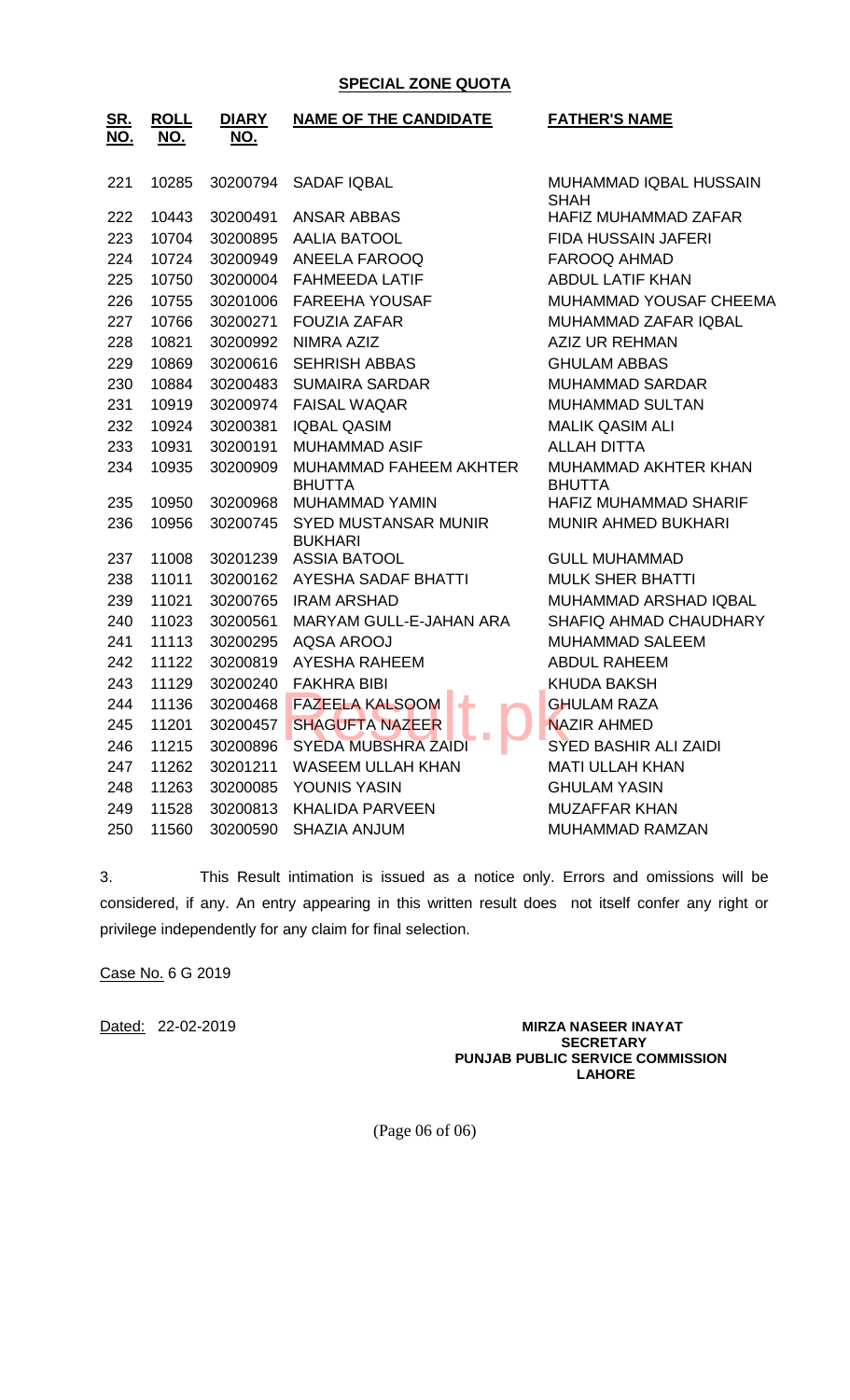## SPECIAL ZONE QUOTA

| SR. NO. | ROLL NO. | DIARY NO. | NAME OF THE CANDIDATE | FATHER'S NAME |
|---|---|---|---|---|
| 221 | 10285 | 30200794 | SADAF IQBAL | MUHAMMAD IQBAL HUSSAIN SHAH |
| 222 | 10443 | 30200491 | ANSAR ABBAS | HAFIZ MUHAMMAD ZAFAR |
| 223 | 10704 | 30200895 | AALIA BATOOL | FIDA HUSSAIN JAFERI |
| 224 | 10724 | 30200949 | ANEELA FAROOQ | FAROOQ AHMAD |
| 225 | 10750 | 30200004 | FAHMEEDA LATIF | ABDUL LATIF KHAN |
| 226 | 10755 | 30201006 | FAREEHA YOUSAF | MUHAMMAD YOUSAF CHEEMA |
| 227 | 10766 | 30200271 | FOUZIA ZAFAR | MUHAMMAD ZAFAR IQBAL |
| 228 | 10821 | 30200992 | NIMRA AZIZ | AZIZ UR REHMAN |
| 229 | 10869 | 30200616 | SEHRISH ABBAS | GHULAM ABBAS |
| 230 | 10884 | 30200483 | SUMAIRA SARDAR | MUHAMMAD SARDAR |
| 231 | 10919 | 30200974 | FAISAL WAQAR | MUHAMMAD SULTAN |
| 232 | 10924 | 30200381 | IQBAL QASIM | MALIK QASIM ALI |
| 233 | 10931 | 30200191 | MUHAMMAD ASIF | ALLAH DITTA |
| 234 | 10935 | 30200909 | MUHAMMAD FAHEEM AKHTER BHUTTA | MUHAMMAD AKHTER KHAN BHUTTA |
| 235 | 10950 | 30200968 | MUHAMMAD YAMIN | HAFIZ MUHAMMAD SHARIF |
| 236 | 10956 | 30200745 | SYED MUSTANSAR MUNIR BUKHARI | MUNIR AHMED BUKHARI |
| 237 | 11008 | 30201239 | ASSIA BATOOL | GULL MUHAMMAD |
| 238 | 11011 | 30200162 | AYESHA SADAF BHATTI | MULK SHER BHATTI |
| 239 | 11021 | 30200765 | IRAM ARSHAD | MUHAMMAD ARSHAD IQBAL |
| 240 | 11023 | 30200561 | MARYAM GULL-E-JAHAN ARA | SHAFIQ AHMAD CHAUDHARY |
| 241 | 11113 | 30200295 | AQSA AROOJ | MUHAMMAD SALEEM |
| 242 | 11122 | 30200819 | AYESHA RAHEEM | ABDUL RAHEEM |
| 243 | 11129 | 30200240 | FAKHRA BIBI | KHUDA BAKSH |
| 244 | 11136 | 30200468 | FAZEELA KALSOOM | GHULAM RAZA |
| 245 | 11201 | 30200457 | SHAGUFTA NAZEER | NAZIR AHMED |
| 246 | 11215 | 30200896 | SYEDA MUBSHRA ZAIDI | SYED BASHIR ALI ZAIDI |
| 247 | 11262 | 30201211 | WASEEM ULLAH KHAN | MATI ULLAH KHAN |
| 248 | 11263 | 30200085 | YOUNIS YASIN | GHULAM YASIN |
| 249 | 11528 | 30200813 | KHALIDA PARVEEN | MUZAFFAR KHAN |
| 250 | 11560 | 30200590 | SHAZIA ANJUM | MUHAMMAD RAMZAN |

3. This Result intimation is issued as a notice only. Errors and omissions will be considered, if any. An entry appearing in this written result does not itself confer any right or privilege independently for any claim for final selection.

Case No. 6 G 2019

Dated: 22-02-2019

**MIRZA NASEER INAYAT**
**SECRETARY**
**PUNJAB PUBLIC SERVICE COMMISSION**
**LAHORE**